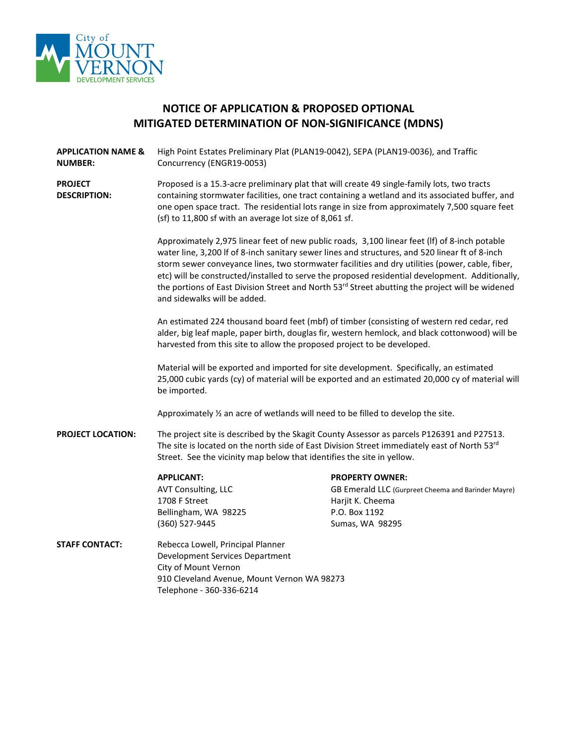City of MOUNT VERNON DEVELOPMENT SERVICES

# NOTICE OF APPLICATION & PROPOSED OPTIONAL MITIGATED DETERMINATION OF NON-SIGNIFICANCE (MDNS)

**APPLICATION NAME & NUMBER:** High Point Estates Preliminary Plat (PLAN19-0042), SEPA (PLAN19-0036), and Traffic Concurrency (ENGR19-0053)

**PROJECT DESCRIPTION:** Proposed is a 15.3-acre preliminary plat that will create 49 single-family lots, two tracts containing stormwater facilities, one tract containing a wetland and its associated buffer, and one open space tract. The residential lots range in size from approximately 7,500 square feet (sf) to 11,800 sf with an average lot size of 8,061 sf.

Approximately 2,975 linear feet of new public roads, 3,100 linear feet (lf) of 8-inch potable water line, 3,200 lf of 8-inch sanitary sewer lines and structures, and 520 linear ft of 8-inch storm sewer conveyance lines, two stormwater facilities and dry utilities (power, cable, fiber, etc) will be constructed/installed to serve the proposed residential development. Additionally, the portions of East Division Street and North 53rd Street abutting the project will be widened and sidewalks will be added.

An estimated 224 thousand board feet (mbf) of timber (consisting of western red cedar, red alder, big leaf maple, paper birth, douglas fir, western hemlock, and black cottonwood) will be harvested from this site to allow the proposed project to be developed.

Material will be exported and imported for site development. Specifically, an estimated 25,000 cubic yards (cy) of material will be exported and an estimated 20,000 cy of material will be imported.

Approximately ½ an acre of wetlands will need to be filled to develop the site.

**PROJECT LOCATION:** The project site is described by the Skagit County Assessor as parcels P126391 and P27513. The site is located on the north side of East Division Street immediately east of North 53rd Street. See the vicinity map below that identifies the site in yellow.

**APPLICANT:**
AVT Consulting, LLC
1708 F Street
Bellingham, WA 98225
(360) 527-9445

**PROPERTY OWNER:**
GB Emerald LLC (Gurpreet Cheema and Barinder Mayre)
Harjit K. Cheema
P.O. Box 1192
Sumas, WA 98295

**STAFF CONTACT:** Rebecca Lowell, Principal Planner
Development Services Department
City of Mount Vernon
910 Cleveland Avenue, Mount Vernon WA 98273
Telephone - 360-336-6214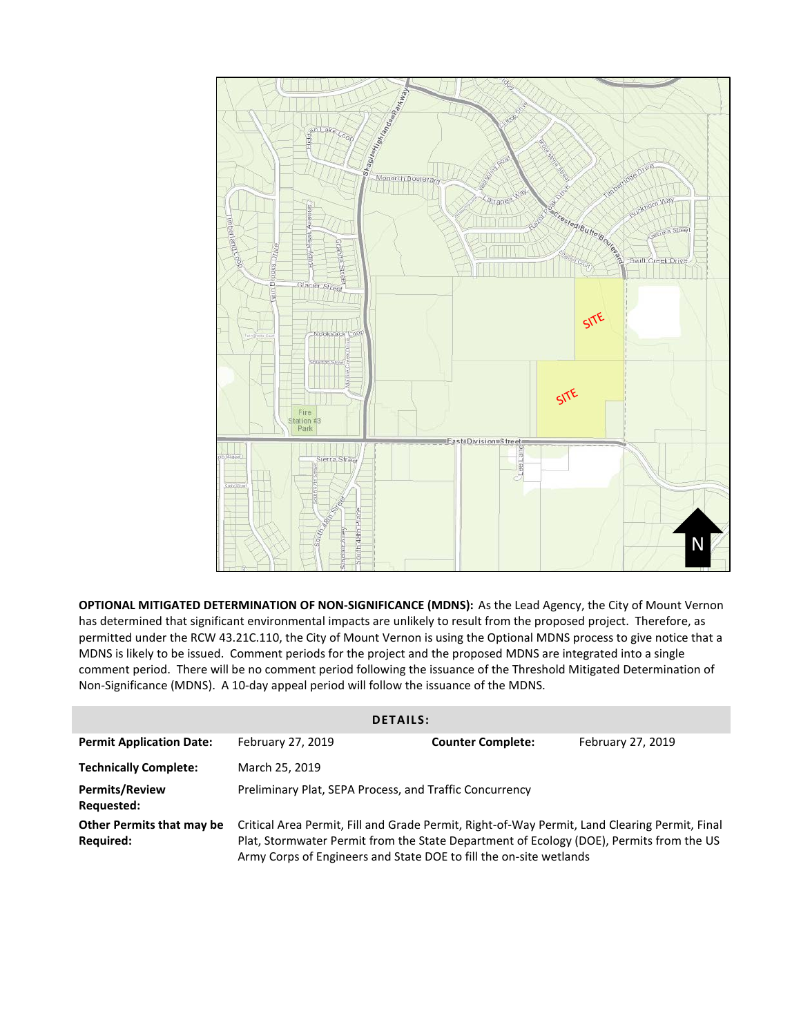**OPTIONAL MITIGATED DETERMINATION OF NON-SIGNIFICANCE (MDNS):** As the Lead Agency, the City of Mount Vernon has determined that significant environmental impacts are unlikely to result from the proposed project. Therefore, as permitted under the RCW 43.21C.110, the City of Mount Vernon is using the Optional MDNS process to give notice that a MDNS is likely to be issued. Comment periods for the project and the proposed MDNS are integrated into a single comment period. There will be no comment period following the issuance of the Threshold Mitigated Determination of Non-Significance (MDNS). A 10-day appeal period will follow the issuance of the MDNS.

| DETAILS: | | | |
|---|---|---|---|
| **Permit Application Date:** | February 27, 2019 | **Counter Complete:** | February 27, 2019 |
| **Technically Complete:** | March 25, 2019 | | |
| **Permits/Review Requested:** | Preliminary Plat, SEPA Process, and Traffic Concurrency | | |
| **Other Permits that may be Required:** | Critical Area Permit, Fill and Grade Permit, Right-of-Way Permit, Land Clearing Permit, Final Plat, Stormwater Permit from the State Department of Ecology (DOE), Permits from the US Army Corps of Engineers and State DOE to fill the on-site wetlands | | |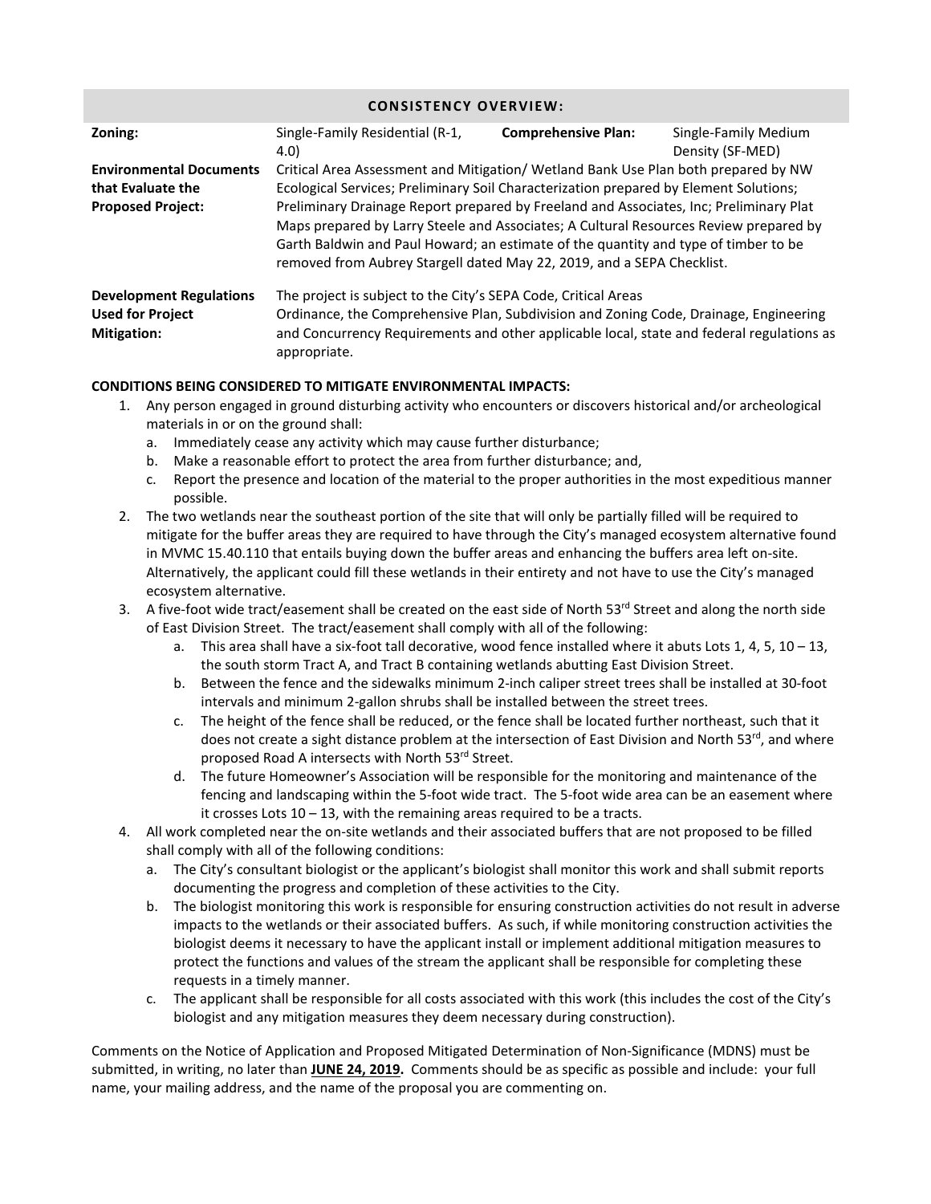## CONSISTENCY OVERVIEW:

| | | | |
|---|---|---|---|
| **Zoning:** | Single-Family Residential (R-1, 4.0) | **Comprehensive Plan:** | Single-Family Medium Density (SF-MED) |
| **Environmental Documents that Evaluate the Proposed Project:** | Critical Area Assessment and Mitigation/ Wetland Bank Use Plan both prepared by NW Ecological Services; Preliminary Soil Characterization prepared by Element Solutions; Preliminary Drainage Report prepared by Freeland and Associates, Inc; Preliminary Plat Maps prepared by Larry Steele and Associates; A Cultural Resources Review prepared by Garth Baldwin and Paul Howard; an estimate of the quantity and type of timber to be removed from Aubrey Stargell dated May 22, 2019, and a SEPA Checklist. | | |
| **Development Regulations Used for Project Mitigation:** | The project is subject to the City's SEPA Code, Critical Areas Ordinance, the Comprehensive Plan, Subdivision and Zoning Code, Drainage, Engineering and Concurrency Requirements and other applicable local, state and federal regulations as appropriate. | | |

**CONDITIONS BEING CONSIDERED TO MITIGATE ENVIRONMENTAL IMPACTS:**

1. Any person engaged in ground disturbing activity who encounters or discovers historical and/or archeological materials in or on the ground shall:
   a. Immediately cease any activity which may cause further disturbance;
   b. Make a reasonable effort to protect the area from further disturbance; and,
   c. Report the presence and location of the material to the proper authorities in the most expeditious manner possible.
2. The two wetlands near the southeast portion of the site that will only be partially filled will be required to mitigate for the buffer areas they are required to have through the City's managed ecosystem alternative found in MVMC 15.40.110 that entails buying down the buffer areas and enhancing the buffers area left on-site. Alternatively, the applicant could fill these wetlands in their entirety and not have to use the City's managed ecosystem alternative.
3. A five-foot wide tract/easement shall be created on the east side of North 53rd Street and along the north side of East Division Street. The tract/easement shall comply with all of the following:
   a. This area shall have a six-foot tall decorative, wood fence installed where it abuts Lots 1, 4, 5, 10 – 13, the south storm Tract A, and Tract B containing wetlands abutting East Division Street.
   b. Between the fence and the sidewalks minimum 2-inch caliper street trees shall be installed at 30-foot intervals and minimum 2-gallon shrubs shall be installed between the street trees.
   c. The height of the fence shall be reduced, or the fence shall be located further northeast, such that it does not create a sight distance problem at the intersection of East Division and North 53rd, and where proposed Road A intersects with North 53rd Street.
   d. The future Homeowner's Association will be responsible for the monitoring and maintenance of the fencing and landscaping within the 5-foot wide tract. The 5-foot wide area can be an easement where it crosses Lots 10 – 13, with the remaining areas required to be a tracts.
4. All work completed near the on-site wetlands and their associated buffers that are not proposed to be filled shall comply with all of the following conditions:
   a. The City's consultant biologist or the applicant's biologist shall monitor this work and shall submit reports documenting the progress and completion of these activities to the City.
   b. The biologist monitoring this work is responsible for ensuring construction activities do not result in adverse impacts to the wetlands or their associated buffers. As such, if while monitoring construction activities the biologist deems it necessary to have the applicant install or implement additional mitigation measures to protect the functions and values of the stream the applicant shall be responsible for completing these requests in a timely manner.
   c. The applicant shall be responsible for all costs associated with this work (this includes the cost of the City's biologist and any mitigation measures they deem necessary during construction).

Comments on the Notice of Application and Proposed Mitigated Determination of Non-Significance (MDNS) must be submitted, in writing, no later than **JUNE 24, 2019.** Comments should be as specific as possible and include: your full name, your mailing address, and the name of the proposal you are commenting on.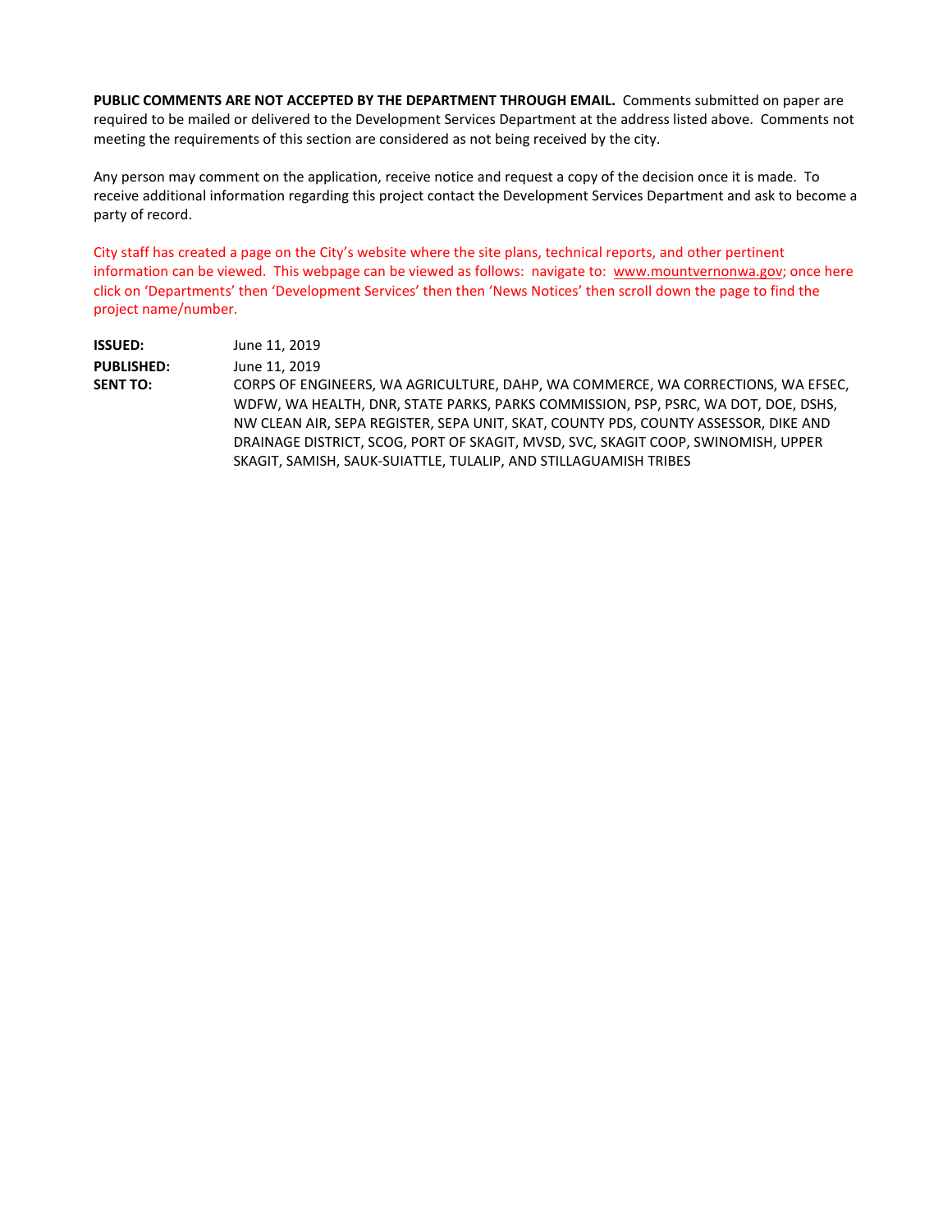**PUBLIC COMMENTS ARE NOT ACCEPTED BY THE DEPARTMENT THROUGH EMAIL.** Comments submitted on paper are required to be mailed or delivered to the Development Services Department at the address listed above. Comments not meeting the requirements of this section are considered as not being received by the city.

Any person may comment on the application, receive notice and request a copy of the decision once it is made. To receive additional information regarding this project contact the Development Services Department and ask to become a party of record.

City staff has created a page on the City's website where the site plans, technical reports, and other pertinent information can be viewed. This webpage can be viewed as follows: navigate to: www.mountvernonwa.gov; once here click on 'Departments' then 'Development Services' then then 'News Notices' then scroll down the page to find the project name/number.

**ISSUED:** June 11, 2019

**PUBLISHED:** June 11, 2019

**SENT TO:** CORPS OF ENGINEERS, WA AGRICULTURE, DAHP, WA COMMERCE, WA CORRECTIONS, WA EFSEC, WDFW, WA HEALTH, DNR, STATE PARKS, PARKS COMMISSION, PSP, PSRC, WA DOT, DOE, DSHS, NW CLEAN AIR, SEPA REGISTER, SEPA UNIT, SKAT, COUNTY PDS, COUNTY ASSESSOR, DIKE AND DRAINAGE DISTRICT, SCOG, PORT OF SKAGIT, MVSD, SVC, SKAGIT COOP, SWINOMISH, UPPER SKAGIT, SAMISH, SAUK-SUIATTLE, TULALIP, AND STILLAGUAMISH TRIBES